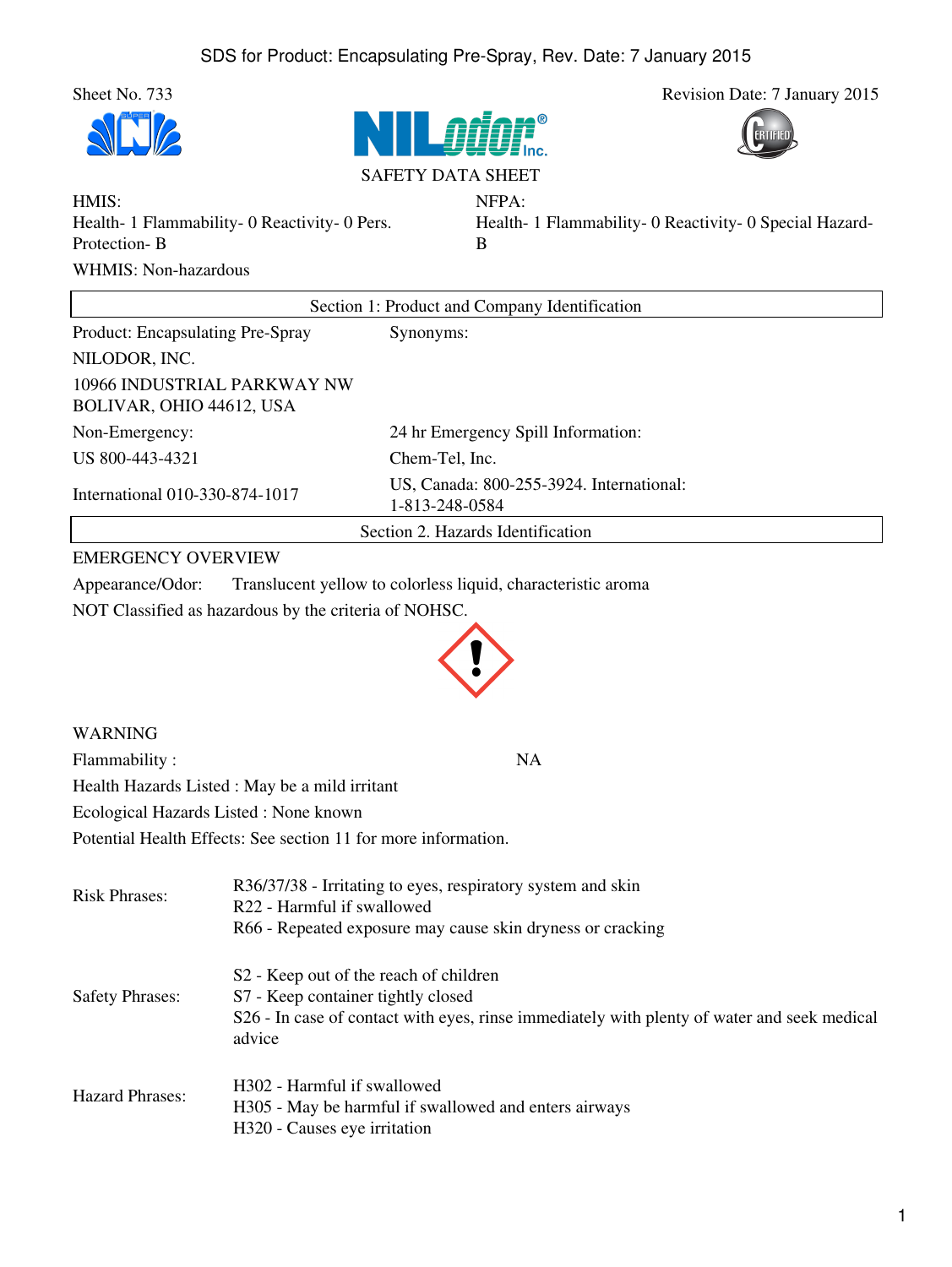Sheet No. 733

Revision Date: 7 January 2015

SAFETY DATA SHEET

HMIS:
Health- 1 Flammability- 0 Reactivity- 0 Pers. Protection- B

NFPA:
Health- 1 Flammability- 0 Reactivity- 0 Special Hazard- B

WHMIS: Non-hazardous

## Section 1: Product and Company Identification

Product: Encapsulating Pre-Spray

Synonyms:

NILODOR, INC.

10966 INDUSTRIAL PARKWAY NW
BOLIVAR, OHIO 44612, USA

Non-Emergency:

US 800-443-4321

International 010-330-874-1017

24 hr Emergency Spill Information:

Chem-Tel, Inc.

US, Canada: 800-255-3924. International: 1-813-248-0584

## Section 2. Hazards Identification

EMERGENCY OVERVIEW

Appearance/Odor: Translucent yellow to colorless liquid, characteristic aroma

NOT Classified as hazardous by the criteria of NOHSC.

WARNING

Flammability : NA

Health Hazards Listed : May be a mild irritant

Ecological Hazards Listed : None known

Potential Health Effects: See section 11 for more information.

Risk Phrases:
R36/37/38 - Irritating to eyes, respiratory system and skin
R22 - Harmful if swallowed
R66 - Repeated exposure may cause skin dryness or cracking

Safety Phrases:
S2 - Keep out of the reach of children
S7 - Keep container tightly closed
S26 - In case of contact with eyes, rinse immediately with plenty of water and seek medical advice

Hazard Phrases:
H302 - Harmful if swallowed
H305 - May be harmful if swallowed and enters airways
H320 - Causes eye irritation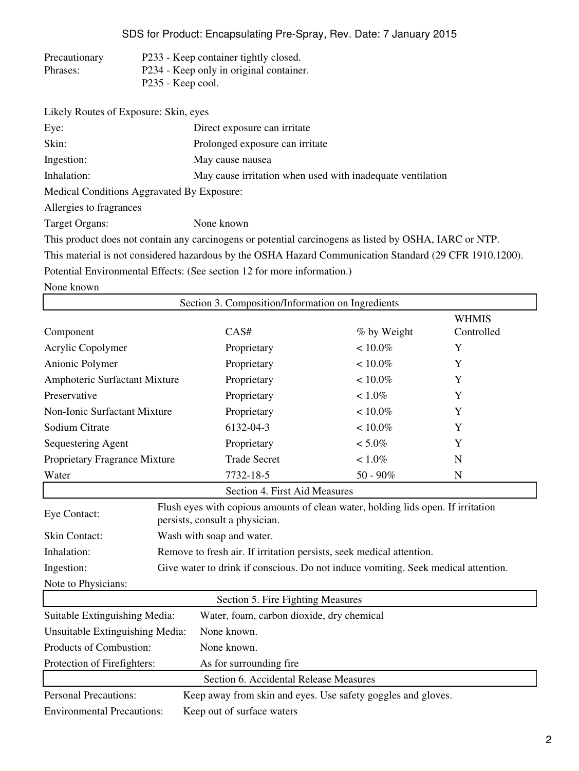| Precautionary Phrases: | P233 - Keep container tightly closed.<br>P234 - Keep only in original container.<br>P235 - Keep cool. |
|---|---|

Likely Routes of Exposure: Skin, eyes

| | |
|---|---|
| Eye: | Direct exposure can irritate |
| Skin: | Prolonged exposure can irritate |
| Ingestion: | May cause nausea |
| Inhalation: | May cause irritation when used with inadequate ventilation |

Medical Conditions Aggravated By Exposure:

Allergies to fragrances

Target Organs: None known

This product does not contain any carcinogens or potential carcinogens as listed by OSHA, IARC or NTP.

This material is not considered hazardous by the OSHA Hazard Communication Standard (29 CFR 1910.1200).

Potential Environmental Effects: (See section 12 for more information.)

None known

## Section 3. Composition/Information on Ingredients

| Component | CAS# | % by Weight | WHMIS Controlled |
|---|---|---|---|
| Acrylic Copolymer | Proprietary | < 10.0% | Y |
| Anionic Polymer | Proprietary | < 10.0% | Y |
| Amphoteric Surfactant Mixture | Proprietary | < 10.0% | Y |
| Preservative | Proprietary | < 1.0% | Y |
| Non-Ionic Surfactant Mixture | Proprietary | < 10.0% | Y |
| Sodium Citrate | 6132-04-3 | < 10.0% | Y |
| Sequestering Agent | Proprietary | < 5.0% | Y |
| Proprietary Fragrance Mixture | Trade Secret | < 1.0% | N |
| Water | 7732-18-5 | 50 - 90% | N |

## Section 4. First Aid Measures

| | |
|---|---|
| Eye Contact: | Flush eyes with copious amounts of clean water, holding lids open. If irritation persists, consult a physician. |
| Skin Contact: | Wash with soap and water. |
| Inhalation: | Remove to fresh air. If irritation persists, seek medical attention. |
| Ingestion: | Give water to drink if conscious. Do not induce vomiting. Seek medical attention. |
| Note to Physicians: | |

## Section 5. Fire Fighting Measures

| | |
|---|---|
| Suitable Extinguishing Media: | Water, foam, carbon dioxide, dry chemical |
| Unsuitable Extinguishing Media: | None known. |
| Products of Combustion: | None known. |
| Protection of Firefighters: | As for surrounding fire |

## Section 6. Accidental Release Measures

| | |
|---|---|
| Personal Precautions: | Keep away from skin and eyes. Use safety goggles and gloves. |
| Environmental Precautions: | Keep out of surface waters |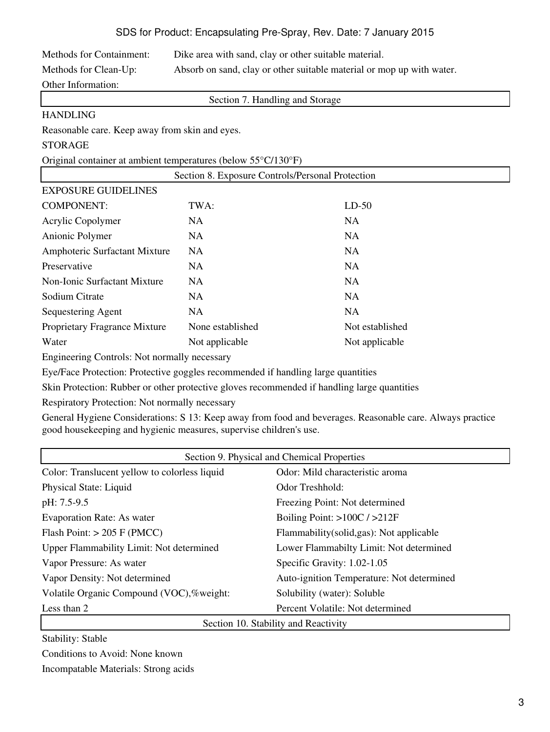Methods for Containment: Dike area with sand, clay or other suitable material.

Methods for Clean-Up: Absorb on sand, clay or other suitable material or mop up with water.

Other Information:

## Section 7. Handling and Storage

HANDLING

Reasonable care. Keep away from skin and eyes.

STORAGE

Original container at ambient temperatures (below 55°C/130°F)

## Section 8. Exposure Controls/Personal Protection

EXPOSURE GUIDELINES

| COMPONENT: | TWA: | LD-50 |
|---|---|---|
| Acrylic Copolymer | NA | NA |
| Anionic Polymer | NA | NA |
| Amphoteric Surfactant Mixture | NA | NA |
| Preservative | NA | NA |
| Non-Ionic Surfactant Mixture | NA | NA |
| Sodium Citrate | NA | NA |
| Sequestering Agent | NA | NA |
| Proprietary Fragrance Mixture | None established | Not established |
| Water | Not applicable | Not applicable |

Engineering Controls: Not normally necessary

Eye/Face Protection: Protective goggles recommended if handling large quantities

Skin Protection: Rubber or other protective gloves recommended if handling large quantities

Respiratory Protection: Not normally necessary

General Hygiene Considerations: S 13: Keep away from food and beverages. Reasonable care. Always practice good housekeeping and hygienic measures, supervise children's use.

## Section 9. Physical and Chemical Properties

| | |
|---|---|
| Color: Translucent yellow to colorless liquid | Odor: Mild characteristic aroma |
| Physical State: Liquid | Odor Treshhold: |
| pH: 7.5-9.5 | Freezing Point: Not determined |
| Evaporation Rate: As water | Boiling Point: >100C / >212F |
| Flash Point: > 205 F (PMCC) | Flammability(solid,gas): Not applicable |
| Upper Flammability Limit: Not determined | Lower Flammabilty Limit: Not determined |
| Vapor Pressure: As water | Specific Gravity: 1.02-1.05 |
| Vapor Density: Not determined | Auto-ignition Temperature: Not determined |
| Volatile Organic Compound (VOC),%weight: | Solubility (water): Soluble |
| Less than 2 | Percent Volatile: Not determined |

## Section 10. Stability and Reactivity

Stability: Stable

Conditions to Avoid: None known

Incompatable Materials: Strong acids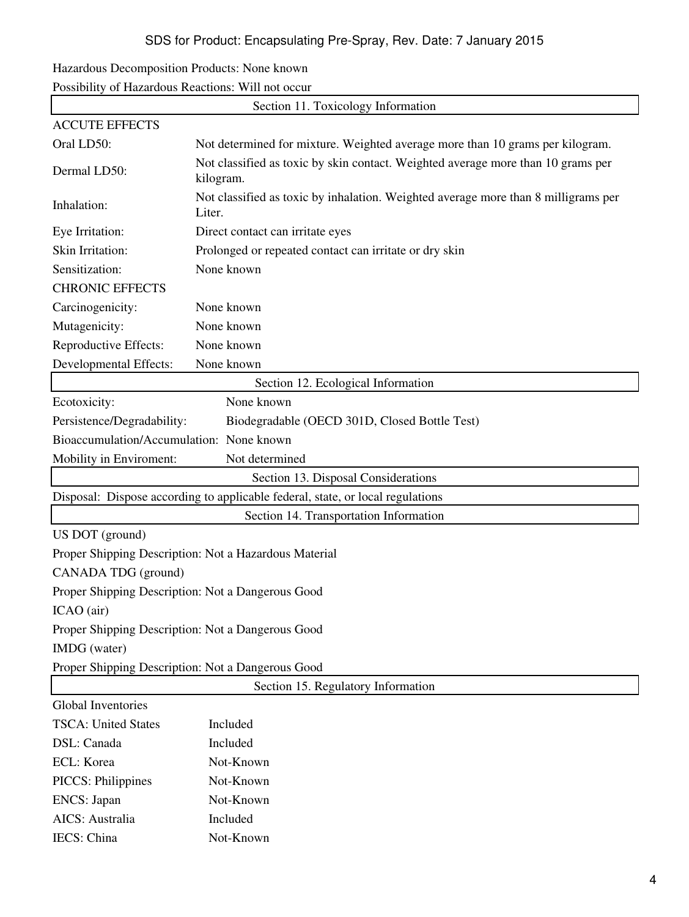Hazardous Decomposition Products: None known

Possibility of Hazardous Reactions: Will not occur

## Section 11. Toxicology Information

ACCUTE EFFECTS

| | |
|---|---|
| Oral LD50: | Not determined for mixture. Weighted average more than 10 grams per kilogram. |
| Dermal LD50: | Not classified as toxic by skin contact. Weighted average more than 10 grams per kilogram. |
| Inhalation: | Not classified as toxic by inhalation. Weighted average more than 8 milligrams per Liter. |
| Eye Irritation: | Direct contact can irritate eyes |
| Skin Irritation: | Prolonged or repeated contact can irritate or dry skin |
| Sensitization: | None known |

CHRONIC EFFECTS

| | |
|---|---|
| Carcinogenicity: | None known |
| Mutagenicity: | None known |
| Reproductive Effects: | None known |
| Developmental Effects: | None known |

## Section 12. Ecological Information

| | |
|---|---|
| Ecotoxicity: | None known |
| Persistence/Degradability: | Biodegradable (OECD 301D, Closed Bottle Test) |
| Bioaccumulation/Accumulation: | None known |
| Mobility in Enviroment: | Not determined |

## Section 13. Disposal Considerations

Disposal: Dispose according to applicable federal, state, or local regulations

## Section 14. Transportation Information

US DOT (ground)

Proper Shipping Description: Not a Hazardous Material

CANADA TDG (ground)

Proper Shipping Description: Not a Dangerous Good

ICAO (air)

Proper Shipping Description: Not a Dangerous Good

IMDG (water)

Proper Shipping Description: Not a Dangerous Good

## Section 15. Regulatory Information

Global Inventories

| | |
|---|---|
| TSCA: United States | Included |
| DSL: Canada | Included |
| ECL: Korea | Not-Known |
| PICCS: Philippines | Not-Known |
| ENCS: Japan | Not-Known |
| AICS: Australia | Included |
| IECS: China | Not-Known |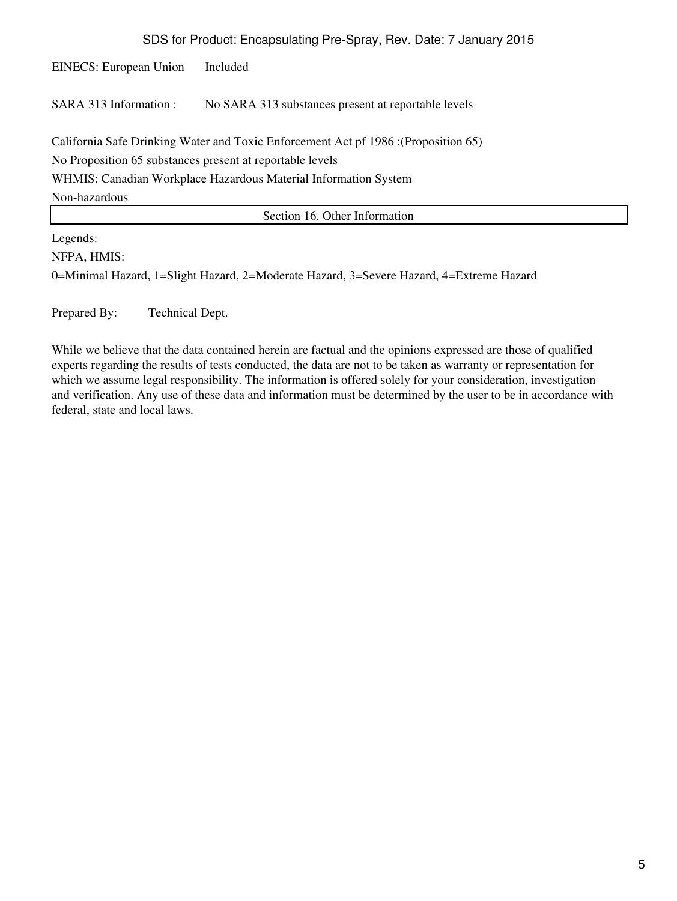EINECS: European Union Included

SARA 313 Information : No SARA 313 substances present at reportable levels

California Safe Drinking Water and Toxic Enforcement Act pf 1986 :(Proposition 65)

No Proposition 65 substances present at reportable levels

WHMIS: Canadian Workplace Hazardous Material Information System

Non-hazardous

## Section 16. Other Information

Legends:

NFPA, HMIS:

0=Minimal Hazard, 1=Slight Hazard, 2=Moderate Hazard, 3=Severe Hazard, 4=Extreme Hazard

Prepared By: Technical Dept.

While we believe that the data contained herein are factual and the opinions expressed are those of qualified experts regarding the results of tests conducted, the data are not to be taken as warranty or representation for which we assume legal responsibility. The information is offered solely for your consideration, investigation and verification. Any use of these data and information must be determined by the user to be in accordance with federal, state and local laws.